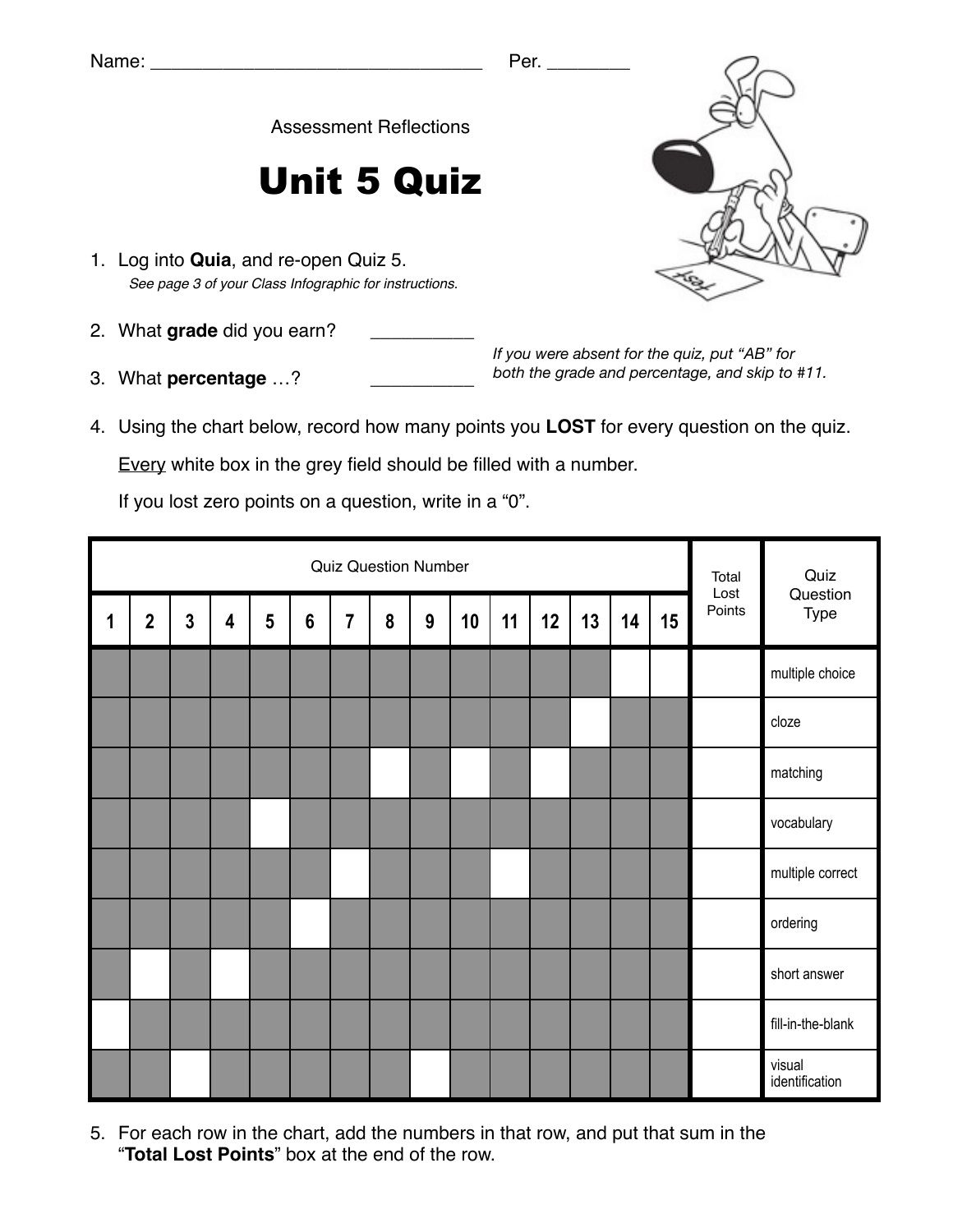Name: ________________________________ Per. ________

Assessment Reflections

# Unit 5 Quiz

1. Log into **Quia**, and re-open Quiz 5.
   *See page 3 of your Class Infographic for instructions.*

2. What **grade** did you earn? __________

3. What **percentage** …? __________

*If you were absent for the quiz, put "AB" for both the grade and percentage, and skip to #11.*

4. Using the chart below, record how many points you **LOST** for every question on the quiz.

   Every white box in the grey field should be filled with a number.

   If you lost zero points on a question, write in a "0".

| Quiz Question Number | | | | | | | | | | | | | | | Total Lost Points | Quiz Question Type |
|---|---|---|---|---|---|---|---|---|---|---|---|---|---|---|---|---|
| 1 | 2 | 3 | 4 | 5 | 6 | 7 | 8 | 9 | 10 | 11 | 12 | 13 | 14 | 15 | | |
| | | | | | | | | | | | | | ☐ | ☐ | | multiple choice |
| | | | | | | | | | | | | ☐ | | | | cloze |
| | | | | | | | ☐ | | ☐ | | ☐ | | | | | matching |
| | | | | ☐ | | | | | | | | | | | | vocabulary |
| | | | | | | ☐ | | | | ☐ | | | | | | multiple correct |
| | | | | | ☐ | | | | | | | | | | | ordering |
| | ☐ | | ☐ | | | | | | | | | | | | | short answer |
| ☐ | | | | | | | | | | | | | | | | fill-in-the-blank |
| | | ☐ | | | | | | ☐ | | | | | | | | visual identification |

5. For each row in the chart, add the numbers in that row, and put that sum in the "**Total Lost Points**" box at the end of the row.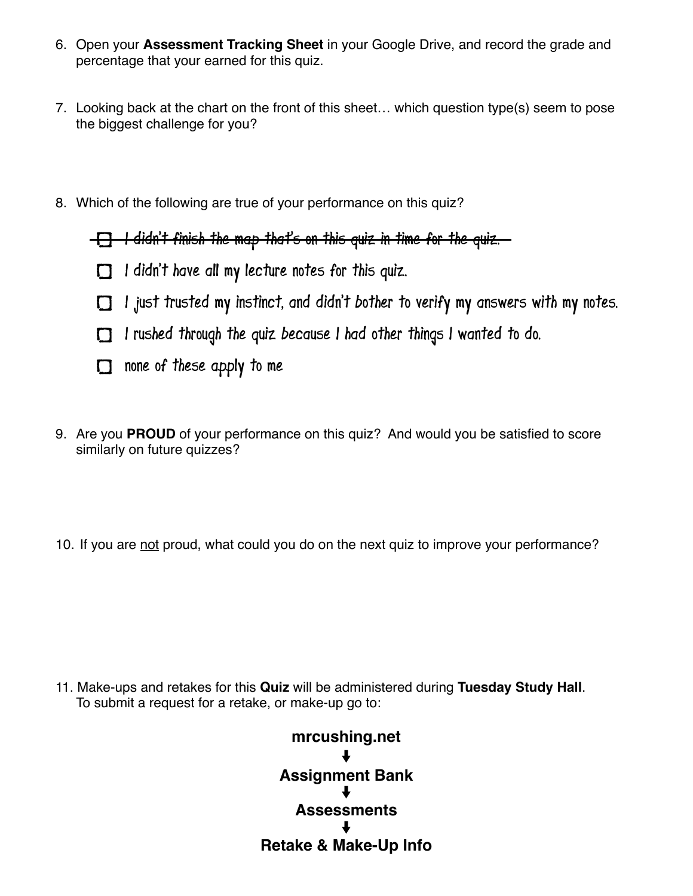6. Open your **Assessment Tracking Sheet** in your Google Drive, and record the grade and percentage that your earned for this quiz.

7. Looking back at the chart on the front of this sheet… which question type(s) seem to pose the biggest challenge for you?

8. Which of the following are true of your performance on this quiz?

   - [ ] ~~I didn't finish the map that's on this quiz in time for the quiz.~~
   - [ ] I didn't have all my lecture notes for this quiz.
   - [ ] I just trusted my instinct, and didn't bother to verify my answers with my notes.
   - [ ] I rushed through the quiz because I had other things I wanted to do.
   - [ ] none of these apply to me

9. Are you **PROUD** of your performance on this quiz? And would you be satisfied to score similarly on future quizzes?

10. If you are <u>not</u> proud, what could you do on the next quiz to improve your performance?

11. Make-ups and retakes for this **Quiz** will be administered during **Tuesday Study Hall**. To submit a request for a retake, or make-up go to:

**mrcushing.net**
↓
**Assignment Bank**
↓
**Assessments**
↓
**Retake & Make-Up Info**